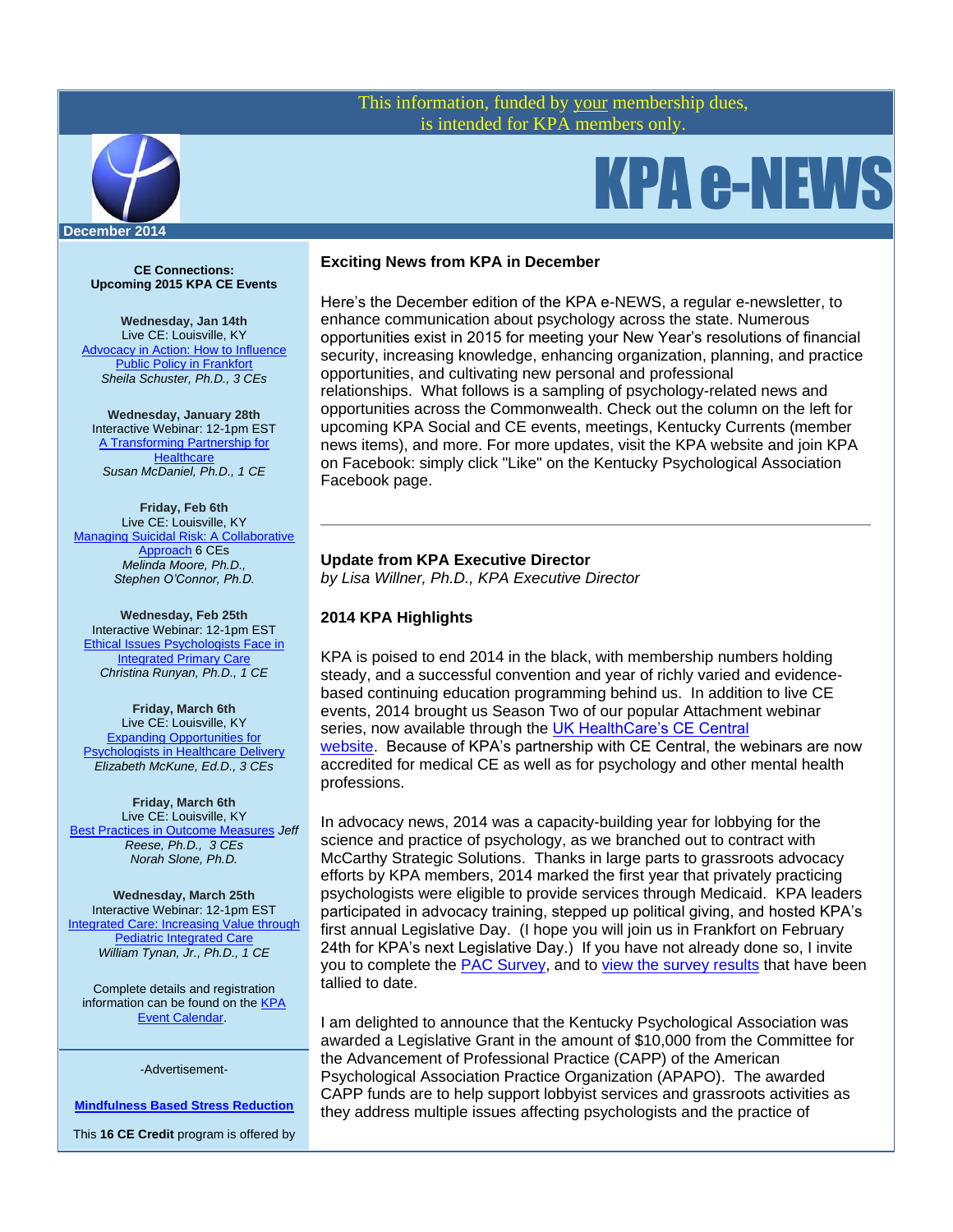This information, funded by your membership dues, is intended for KPA members only.

# KPA e-NEWS

**December 2014**

**Exciting News from KPA in December**

Here's the December edition of the KPA e-NEWS, a regular e-newsletter, to enhance communication about psychology across the state. Numerous opportunities exist in 2015 for meeting your New Year's resolutions of financial security, increasing knowledge, enhancing organization, planning, and practice opportunities, and cultivating new personal and professional relationships. What follows is a sampling of psychology-related news and opportunities across the Commonwealth. Check out the column on the left for upcoming KPA Social and CE events, meetings, Kentucky Currents (member news items), and more. For more updates, visit the KPA website and join KPA on Facebook: simply click "Like" on the Kentucky Psychological Association Facebook page.

---

**Update from KPA Executive Director**
*by Lisa Willner, Ph.D., KPA Executive Director*

**2014 KPA Highlights**

KPA is poised to end 2014 in the black, with membership numbers holding steady, and a successful convention and year of richly varied and evidence-based continuing education programming behind us. In addition to live CE events, 2014 brought us Season Two of our popular Attachment webinar series, now available through the UK HealthCare's CE Central website. Because of KPA's partnership with CE Central, the webinars are now accredited for medical CE as well as for psychology and other mental health professions.

In advocacy news, 2014 was a capacity-building year for lobbying for the science and practice of psychology, as we branched out to contract with McCarthy Strategic Solutions. Thanks in large parts to grassroots advocacy efforts by KPA members, 2014 marked the first year that privately practicing psychologists were eligible to provide services through Medicaid. KPA leaders participated in advocacy training, stepped up political giving, and hosted KPA's first annual Legislative Day. (I hope you will join us in Frankfort on February 24th for KPA's next Legislative Day.) If you have not already done so, I invite you to complete the PAC Survey, and to view the survey results that have been tallied to date.

I am delighted to announce that the Kentucky Psychological Association was awarded a Legislative Grant in the amount of $10,000 from the Committee for the Advancement of Professional Practice (CAPP) of the American Psychological Association Practice Organization (APAPO). The awarded CAPP funds are to help support lobbyist services and grassroots activities as they address multiple issues affecting psychologists and the practice of

---

**CE Connections:**
**Upcoming 2015 KPA CE Events**

**Wednesday, Jan 14th**
Live CE: Louisville, KY
Advocacy in Action: How to Influence Public Policy in Frankfort
*Sheila Schuster, Ph.D., 3 CEs*

**Wednesday, January 28th**
Interactive Webinar: 12-1pm EST
A Transforming Partnership for Healthcare
*Susan McDaniel, Ph.D., 1 CE*

**Friday, Feb 6th**
Live CE: Louisville, KY
Managing Suicidal Risk: A Collaborative Approach 6 CEs
*Melinda Moore, Ph.D., Stephen O'Connor, Ph.D.*

**Wednesday, Feb 25th**
Interactive Webinar: 12-1pm EST
Ethical Issues Psychologists Face in Integrated Primary Care
*Christina Runyan, Ph.D., 1 CE*

**Friday, March 6th**
Live CE: Louisville, KY
Expanding Opportunities for Psychologists in Healthcare Delivery
*Elizabeth McKune, Ed.D., 3 CEs*

**Friday, March 6th**
Live CE: Louisville, KY
Best Practices in Outcome Measures *Jeff Reese, Ph.D., 3 CEs Norah Slone, Ph.D.*

**Wednesday, March 25th**
Interactive Webinar: 12-1pm EST
Integrated Care: Increasing Value through Pediatric Integrated Care
*William Tynan, Jr., Ph.D., 1 CE*

Complete details and registration information can be found on the KPA Event Calendar.

---

-Advertisement-

**Mindfulness Based Stress Reduction**

This **16 CE Credit** program is offered by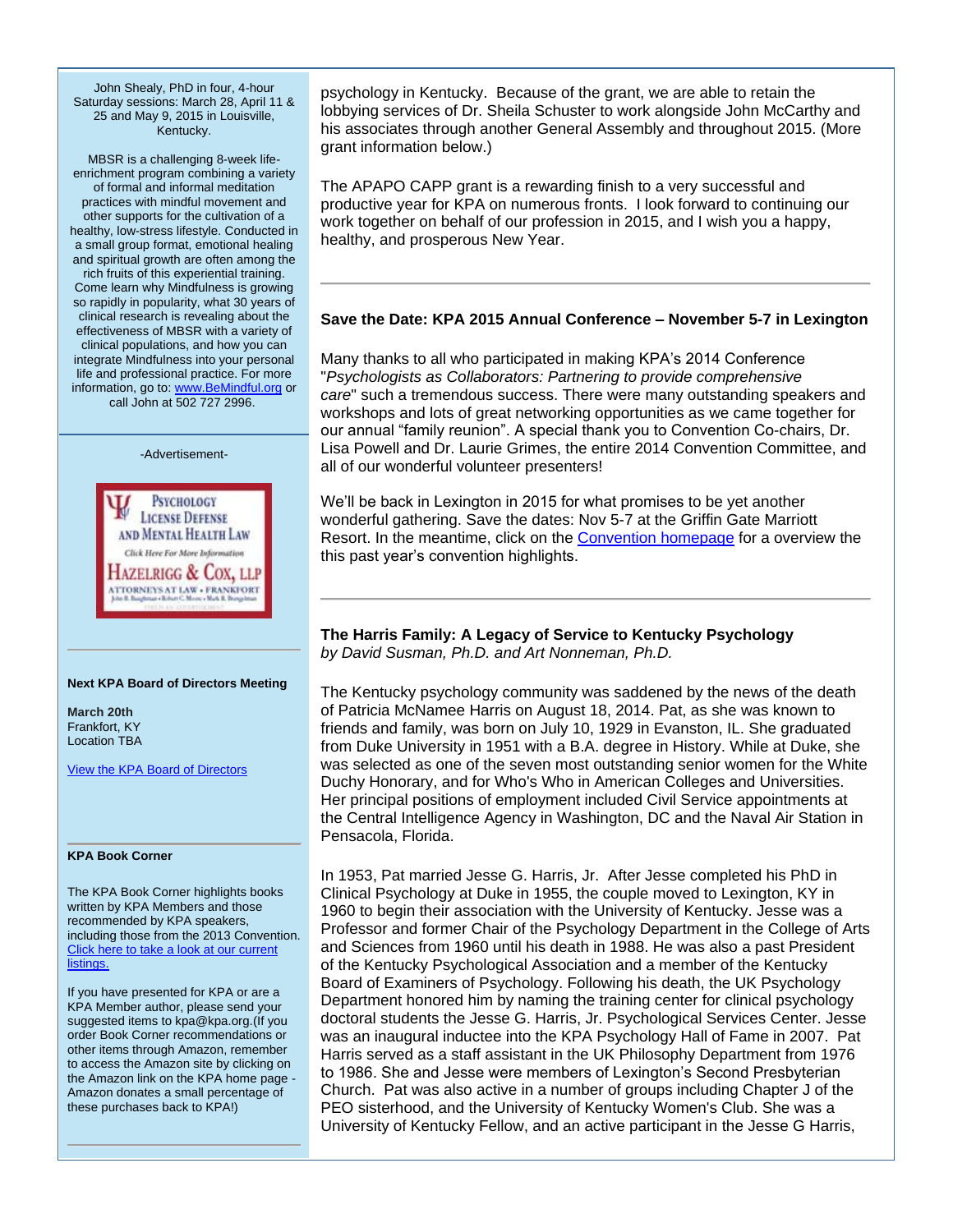John Shealy, PhD in four, 4-hour Saturday sessions: March 28, April 11 & 25 and May 9, 2015 in Louisville, Kentucky.

MBSR is a challenging 8-week life-enrichment program combining a variety of formal and informal meditation practices with mindful movement and other supports for the cultivation of a healthy, low-stress lifestyle. Conducted in a small group format, emotional healing and spiritual growth are often among the rich fruits of this experiential training. Come learn why Mindfulness is growing so rapidly in popularity, what 30 years of clinical research is revealing about the effectiveness of MBSR with a variety of clinical populations, and how you can integrate Mindfulness into your personal life and professional practice. For more information, go to: www.BeMindful.org or call John at 502 727 2996.

-Advertisement-

Psychology License Defense and Mental Health Law

Click Here For More Information

Hazelrigg & Cox, LLP

Attorneys at Law • Frankfort

**Next KPA Board of Directors Meeting**

**March 20th**
Frankfort, KY
Location TBA

View the KPA Board of Directors

**KPA Book Corner**

The KPA Book Corner highlights books written by KPA Members and those recommended by KPA speakers, including those from the 2013 Convention. Click here to take a look at our current listings.

If you have presented for KPA or are a KPA Member author, please send your suggested items to kpa@kpa.org.(If you order Book Corner recommendations or other items through Amazon, remember to access the Amazon site by clicking on the Amazon link on the KPA home page - Amazon donates a small percentage of these purchases back to KPA!)

psychology in Kentucky. Because of the grant, we are able to retain the lobbying services of Dr. Sheila Schuster to work alongside John McCarthy and his associates through another General Assembly and throughout 2015. (More grant information below.)

The APAPO CAPP grant is a rewarding finish to a very successful and productive year for KPA on numerous fronts. I look forward to continuing our work together on behalf of our profession in 2015, and I wish you a happy, healthy, and prosperous New Year.

---

**Save the Date: KPA 2015 Annual Conference – November 5-7 in Lexington**

Many thanks to all who participated in making KPA's 2014 Conference "*Psychologists as Collaborators: Partnering to provide comprehensive care*" such a tremendous success. There were many outstanding speakers and workshops and lots of great networking opportunities as we came together for our annual "family reunion". A special thank you to Convention Co-chairs, Dr. Lisa Powell and Dr. Laurie Grimes, the entire 2014 Convention Committee, and all of our wonderful volunteer presenters!

We'll be back in Lexington in 2015 for what promises to be yet another wonderful gathering. Save the dates: Nov 5-7 at the Griffin Gate Marriott Resort. In the meantime, click on the Convention homepage for a overview the this past year's convention highlights.

---

**The Harris Family: A Legacy of Service to Kentucky Psychology**
*by David Susman, Ph.D. and Art Nonneman, Ph.D.*

The Kentucky psychology community was saddened by the news of the death of Patricia McNamee Harris on August 18, 2014. Pat, as she was known to friends and family, was born on July 10, 1929 in Evanston, IL. She graduated from Duke University in 1951 with a B.A. degree in History. While at Duke, she was selected as one of the seven most outstanding senior women for the White Duchy Honorary, and for Who's Who in American Colleges and Universities. Her principal positions of employment included Civil Service appointments at the Central Intelligence Agency in Washington, DC and the Naval Air Station in Pensacola, Florida.

In 1953, Pat married Jesse G. Harris, Jr. After Jesse completed his PhD in Clinical Psychology at Duke in 1955, the couple moved to Lexington, KY in 1960 to begin their association with the University of Kentucky. Jesse was a Professor and former Chair of the Psychology Department in the College of Arts and Sciences from 1960 until his death in 1988. He was also a past President of the Kentucky Psychological Association and a member of the Kentucky Board of Examiners of Psychology. Following his death, the UK Psychology Department honored him by naming the training center for clinical psychology doctoral students the Jesse G. Harris, Jr. Psychological Services Center. Jesse was an inaugural inductee into the KPA Psychology Hall of Fame in 2007. Pat Harris served as a staff assistant in the UK Philosophy Department from 1976 to 1986. She and Jesse were members of Lexington's Second Presbyterian Church. Pat was also active in a number of groups including Chapter J of the PEO sisterhood, and the University of Kentucky Women's Club. She was a University of Kentucky Fellow, and an active participant in the Jesse G Harris,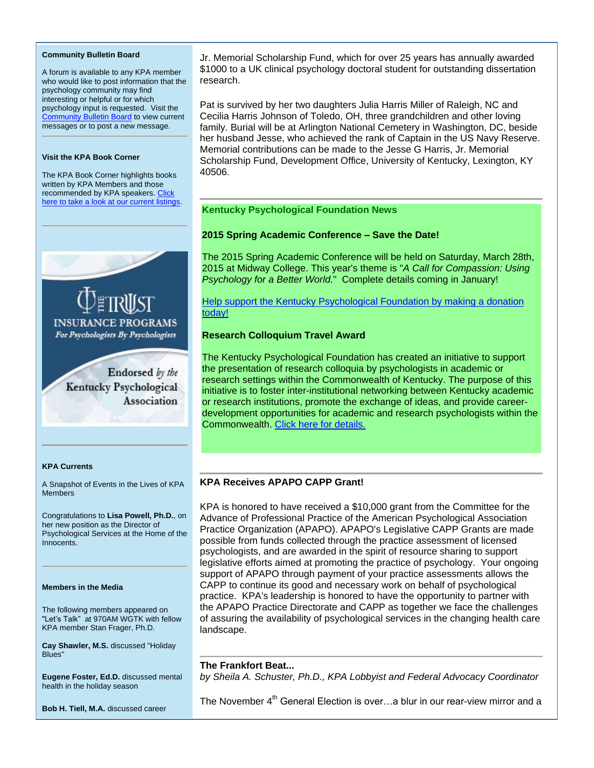### Community Bulletin Board

A forum is available to any KPA member who would like to post information that the psychology community may find interesting or helpful or for which psychology input is requested. Visit the Community Bulletin Board to view current messages or to post a new message.

---

### Visit the KPA Book Corner

The KPA Book Corner highlights books written by KPA Members and those recommended by KPA speakers. Click here to take a look at our current listings.

---

THE TRUST
INSURANCE PROGRAMS
*For Psychologists By Psychologists*

Endorsed *by the* Kentucky Psychological Association

---

### KPA Currents

A Snapshot of Events in the Lives of KPA Members

Congratulations to **Lisa Powell, Ph.D.**, on her new position as the Director of Psychological Services at the Home of the Innocents.

---

### Members in the Media

The following members appeared on "Let's Talk" at 970AM WGTK with fellow KPA member Stan Frager, Ph.D.

**Cay Shawler, M.S.** discussed "Holiday Blues"

**Eugene Foster, Ed.D.** discussed mental health in the holiday season

**Bob H. Tiell, M.A.** discussed career

Jr. Memorial Scholarship Fund, which for over 25 years has annually awarded $1000 to a UK clinical psychology doctoral student for outstanding dissertation research.

Pat is survived by her two daughters Julia Harris Miller of Raleigh, NC and Cecilia Harris Johnson of Toledo, OH, three grandchildren and other loving family. Burial will be at Arlington National Cemetery in Washington, DC, beside her husband Jesse, who achieved the rank of Captain in the US Navy Reserve. Memorial contributions can be made to the Jesse G Harris, Jr. Memorial Scholarship Fund, Development Office, University of Kentucky, Lexington, KY 40506.

---

## Kentucky Psychological Foundation News

### 2015 Spring Academic Conference – Save the Date!

The 2015 Spring Academic Conference will be held on Saturday, March 28th, 2015 at Midway College. This year's theme is "*A Call for Compassion: Using Psychology for a Better World.*" Complete details coming in January!

Help support the Kentucky Psychological Foundation by making a donation today!

### Research Colloquium Travel Award

The Kentucky Psychological Foundation has created an initiative to support the presentation of research colloquia by psychologists in academic or research settings within the Commonwealth of Kentucky. The purpose of this initiative is to foster inter-institutional networking between Kentucky academic or research institutions, promote the exchange of ideas, and provide career-development opportunities for academic and research psychologists within the Commonwealth. Click here for details.

---

## KPA Receives APAPO CAPP Grant!

KPA is honored to have received a $10,000 grant from the Committee for the Advance of Professional Practice of the American Psychological Association Practice Organization (APAPO). APAPO's Legislative CAPP Grants are made possible from funds collected through the practice assessment of licensed psychologists, and are awarded in the spirit of resource sharing to support legislative efforts aimed at promoting the practice of psychology. Your ongoing support of APAPO through payment of your practice assessments allows the CAPP to continue its good and necessary work on behalf of psychological practice. KPA's leadership is honored to have the opportunity to partner with the APAPO Practice Directorate and CAPP as together we face the challenges of assuring the availability of psychological services in the changing health care landscape.

---

## The Frankfort Beat...

*by Sheila A. Schuster, Ph.D., KPA Lobbyist and Federal Advocacy Coordinator*

The November 4th General Election is over…a blur in our rear-view mirror and a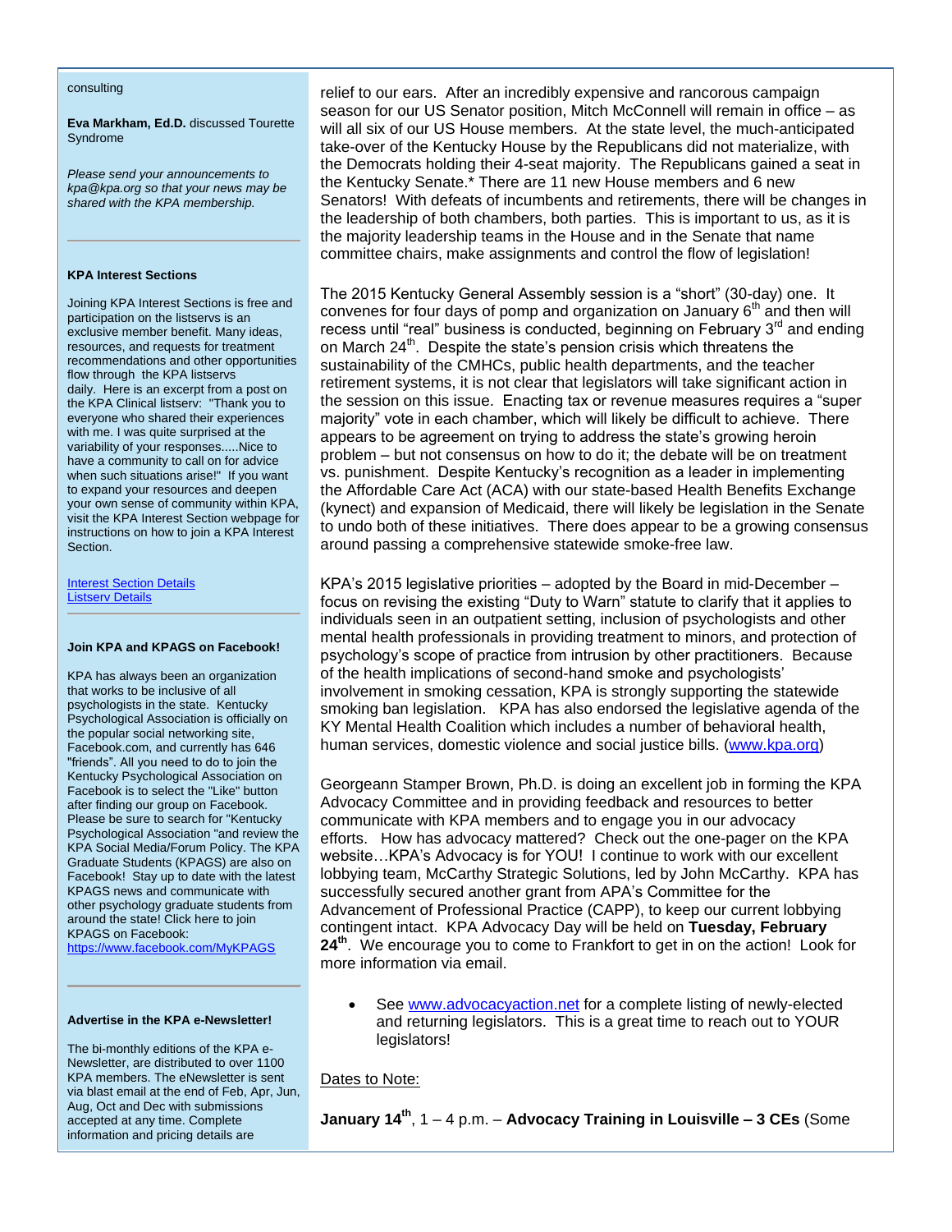consulting

**Eva Markham, Ed.D.** discussed Tourette Syndrome

*Please send your announcements to kpa@kpa.org so that your news may be shared with the KPA membership.*

---

**KPA Interest Sections**

Joining KPA Interest Sections is free and participation on the listservs is an exclusive member benefit. Many ideas, resources, and requests for treatment recommendations and other opportunities flow through the KPA listservs daily. Here is an excerpt from a post on the KPA Clinical listserv: "Thank you to everyone who shared their experiences with me. I was quite surprised at the variability of your responses.....Nice to have a community to call on for advice when such situations arise!" If you want to expand your resources and deepen your own sense of community within KPA, visit the KPA Interest Section webpage for instructions on how to join a KPA Interest Section.

Interest Section Details
Listserv Details

---

**Join KPA and KPAGS on Facebook!**

KPA has always been an organization that works to be inclusive of all psychologists in the state. Kentucky Psychological Association is officially on the popular social networking site, Facebook.com, and currently has 646 "friends". All you need to do to join the Kentucky Psychological Association on Facebook is to select the "Like" button after finding our group on Facebook. Please be sure to search for "Kentucky Psychological Association "and review the KPA Social Media/Forum Policy. The KPA Graduate Students (KPAGS) are also on Facebook! Stay up to date with the latest KPAGS news and communicate with other psychology graduate students from around the state! Click here to join KPAGS on Facebook: https://www.facebook.com/MyKPAGS

---

**Advertise in the KPA e-Newsletter!**

The bi-monthly editions of the KPA e-Newsletter, are distributed to over 1100 KPA members. The eNewsletter is sent via blast email at the end of Feb, Apr, Jun, Aug, Oct and Dec with submissions accepted at any time. Complete information and pricing details are

relief to our ears. After an incredibly expensive and rancorous campaign season for our US Senator position, Mitch McConnell will remain in office – as will all six of our US House members. At the state level, the much-anticipated take-over of the Kentucky House by the Republicans did not materialize, with the Democrats holding their 4-seat majority. The Republicans gained a seat in the Kentucky Senate.* There are 11 new House members and 6 new Senators! With defeats of incumbents and retirements, there will be changes in the leadership of both chambers, both parties. This is important to us, as it is the majority leadership teams in the House and in the Senate that name committee chairs, make assignments and control the flow of legislation!

The 2015 Kentucky General Assembly session is a "short" (30-day) one. It convenes for four days of pomp and organization on January 6th and then will recess until "real" business is conducted, beginning on February 3rd and ending on March 24th. Despite the state's pension crisis which threatens the sustainability of the CMHCs, public health departments, and the teacher retirement systems, it is not clear that legislators will take significant action in the session on this issue. Enacting tax or revenue measures requires a "super majority" vote in each chamber, which will likely be difficult to achieve. There appears to be agreement on trying to address the state's growing heroin problem – but not consensus on how to do it; the debate will be on treatment vs. punishment. Despite Kentucky's recognition as a leader in implementing the Affordable Care Act (ACA) with our state-based Health Benefits Exchange (kynect) and expansion of Medicaid, there will likely be legislation in the Senate to undo both of these initiatives. There does appear to be a growing consensus around passing a comprehensive statewide smoke-free law.

KPA's 2015 legislative priorities – adopted by the Board in mid-December – focus on revising the existing "Duty to Warn" statute to clarify that it applies to individuals seen in an outpatient setting, inclusion of psychologists and other mental health professionals in providing treatment to minors, and protection of psychology's scope of practice from intrusion by other practitioners. Because of the health implications of second-hand smoke and psychologists' involvement in smoking cessation, KPA is strongly supporting the statewide smoking ban legislation. KPA has also endorsed the legislative agenda of the KY Mental Health Coalition which includes a number of behavioral health, human services, domestic violence and social justice bills. (www.kpa.org)

Georgeann Stamper Brown, Ph.D. is doing an excellent job in forming the KPA Advocacy Committee and in providing feedback and resources to better communicate with KPA members and to engage you in our advocacy efforts. How has advocacy mattered? Check out the one-pager on the KPA website…KPA's Advocacy is for YOU! I continue to work with our excellent lobbying team, McCarthy Strategic Solutions, led by John McCarthy. KPA has successfully secured another grant from APA's Committee for the Advancement of Professional Practice (CAPP), to keep our current lobbying contingent intact. KPA Advocacy Day will be held on **Tuesday, February 24th**. We encourage you to come to Frankfort to get in on the action! Look for more information via email.

- See www.advocacyaction.net for a complete listing of newly-elected and returning legislators. This is a great time to reach out to YOUR legislators!

Dates to Note:

**January 14th**, 1 – 4 p.m. – **Advocacy Training in Louisville – 3 CEs** (Some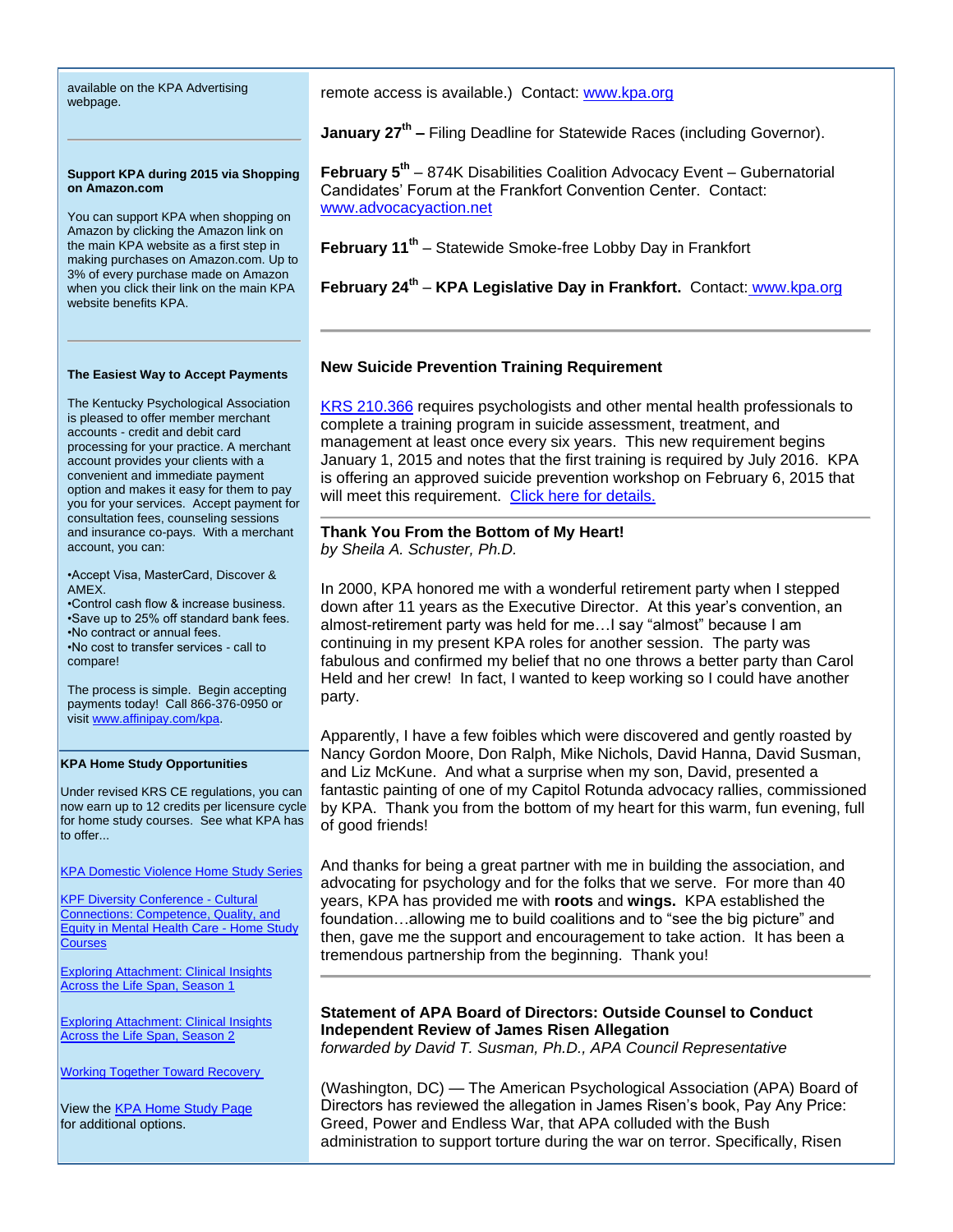available on the KPA Advertising webpage.

---

**Support KPA during 2015 via Shopping on Amazon.com**

You can support KPA when shopping on Amazon by clicking the Amazon link on the main KPA website as a first step in making purchases on Amazon.com. Up to 3% of every purchase made on Amazon when you click their link on the main KPA website benefits KPA.

---

**The Easiest Way to Accept Payments**

The Kentucky Psychological Association is pleased to offer member merchant accounts - credit and debit card processing for your practice. A merchant account provides your clients with a convenient and immediate payment option and makes it easy for them to pay you for your services. Accept payment for consultation fees, counseling sessions and insurance co-pays. With a merchant account, you can:

- Accept Visa, MasterCard, Discover & AMEX.
- Control cash flow & increase business.
- Save up to 25% off standard bank fees.
- No contract or annual fees.
- No cost to transfer services - call to compare!

The process is simple. Begin accepting payments today! Call 866-376-0950 or visit www.affinipay.com/kpa.

---

**KPA Home Study Opportunities**

Under revised KRS CE regulations, you can now earn up to 12 credits per licensure cycle for home study courses. See what KPA has to offer...

KPA Domestic Violence Home Study Series

KPF Diversity Conference - Cultural Connections: Competence, Quality, and Equity in Mental Health Care - Home Study Courses

Exploring Attachment: Clinical Insights Across the Life Span, Season 1

Exploring Attachment: Clinical Insights Across the Life Span, Season 2

Working Together Toward Recovery

View the KPA Home Study Page for additional options.

---

remote access is available.) Contact: www.kpa.org

**January 27th –** Filing Deadline for Statewide Races (including Governor).

**February 5th** – 874K Disabilities Coalition Advocacy Event – Gubernatorial Candidates' Forum at the Frankfort Convention Center. Contact: www.advocacyaction.net

**February 11th** – Statewide Smoke-free Lobby Day in Frankfort

**February 24th** – **KPA Legislative Day in Frankfort.** Contact: www.kpa.org

---

**New Suicide Prevention Training Requirement**

KRS 210.366 requires psychologists and other mental health professionals to complete a training program in suicide assessment, treatment, and management at least once every six years. This new requirement begins January 1, 2015 and notes that the first training is required by July 2016. KPA is offering an approved suicide prevention workshop on February 6, 2015 that will meet this requirement. Click here for details.

---

**Thank You From the Bottom of My Heart!**
*by Sheila A. Schuster, Ph.D.*

In 2000, KPA honored me with a wonderful retirement party when I stepped down after 11 years as the Executive Director. At this year's convention, an almost-retirement party was held for me…I say "almost" because I am continuing in my present KPA roles for another session. The party was fabulous and confirmed my belief that no one throws a better party than Carol Held and her crew! In fact, I wanted to keep working so I could have another party.

Apparently, I have a few foibles which were discovered and gently roasted by Nancy Gordon Moore, Don Ralph, Mike Nichols, David Hanna, David Susman, and Liz McKune. And what a surprise when my son, David, presented a fantastic painting of one of my Capitol Rotunda advocacy rallies, commissioned by KPA. Thank you from the bottom of my heart for this warm, fun evening, full of good friends!

And thanks for being a great partner with me in building the association, and advocating for psychology and for the folks that we serve. For more than 40 years, KPA has provided me with **roots** and **wings.** KPA established the foundation…allowing me to build coalitions and to "see the big picture" and then, gave me the support and encouragement to take action. It has been a tremendous partnership from the beginning. Thank you!

---

**Statement of APA Board of Directors: Outside Counsel to Conduct Independent Review of James Risen Allegation**
*forwarded by David T. Susman, Ph.D., APA Council Representative*

(Washington, DC) — The American Psychological Association (APA) Board of Directors has reviewed the allegation in James Risen's book, Pay Any Price: Greed, Power and Endless War, that APA colluded with the Bush administration to support torture during the war on terror. Specifically, Risen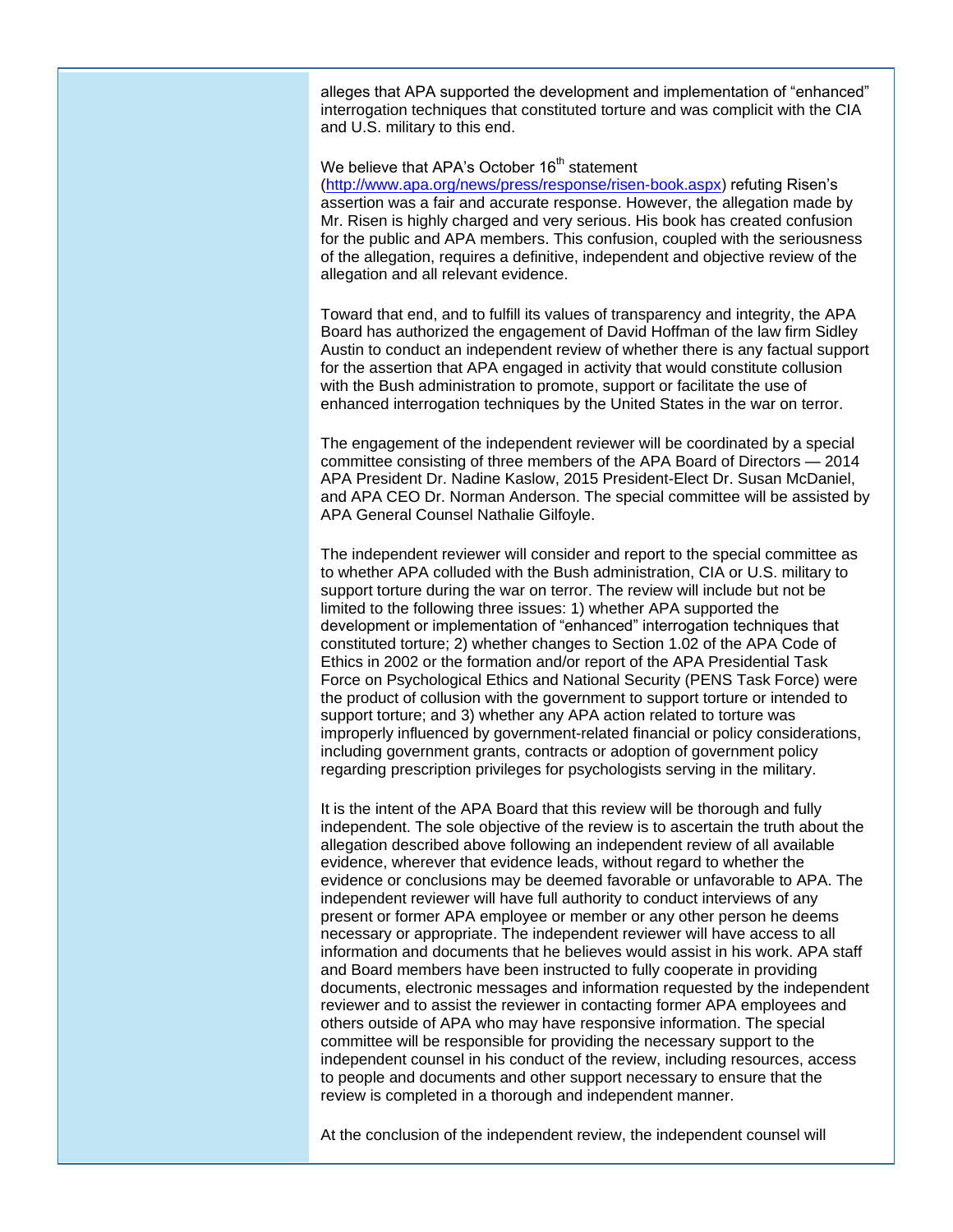alleges that APA supported the development and implementation of "enhanced" interrogation techniques that constituted torture and was complicit with the CIA and U.S. military to this end.

We believe that APA's October 16th statement (http://www.apa.org/news/press/response/risen-book.aspx) refuting Risen's assertion was a fair and accurate response. However, the allegation made by Mr. Risen is highly charged and very serious. His book has created confusion for the public and APA members. This confusion, coupled with the seriousness of the allegation, requires a definitive, independent and objective review of the allegation and all relevant evidence.

Toward that end, and to fulfill its values of transparency and integrity, the APA Board has authorized the engagement of David Hoffman of the law firm Sidley Austin to conduct an independent review of whether there is any factual support for the assertion that APA engaged in activity that would constitute collusion with the Bush administration to promote, support or facilitate the use of enhanced interrogation techniques by the United States in the war on terror.

The engagement of the independent reviewer will be coordinated by a special committee consisting of three members of the APA Board of Directors — 2014 APA President Dr. Nadine Kaslow, 2015 President-Elect Dr. Susan McDaniel, and APA CEO Dr. Norman Anderson. The special committee will be assisted by APA General Counsel Nathalie Gilfoyle.

The independent reviewer will consider and report to the special committee as to whether APA colluded with the Bush administration, CIA or U.S. military to support torture during the war on terror. The review will include but not be limited to the following three issues: 1) whether APA supported the development or implementation of "enhanced" interrogation techniques that constituted torture; 2) whether changes to Section 1.02 of the APA Code of Ethics in 2002 or the formation and/or report of the APA Presidential Task Force on Psychological Ethics and National Security (PENS Task Force) were the product of collusion with the government to support torture or intended to support torture; and 3) whether any APA action related to torture was improperly influenced by government-related financial or policy considerations, including government grants, contracts or adoption of government policy regarding prescription privileges for psychologists serving in the military.

It is the intent of the APA Board that this review will be thorough and fully independent. The sole objective of the review is to ascertain the truth about the allegation described above following an independent review of all available evidence, wherever that evidence leads, without regard to whether the evidence or conclusions may be deemed favorable or unfavorable to APA. The independent reviewer will have full authority to conduct interviews of any present or former APA employee or member or any other person he deems necessary or appropriate. The independent reviewer will have access to all information and documents that he believes would assist in his work. APA staff and Board members have been instructed to fully cooperate in providing documents, electronic messages and information requested by the independent reviewer and to assist the reviewer in contacting former APA employees and others outside of APA who may have responsive information. The special committee will be responsible for providing the necessary support to the independent counsel in his conduct of the review, including resources, access to people and documents and other support necessary to ensure that the review is completed in a thorough and independent manner.

At the conclusion of the independent review, the independent counsel will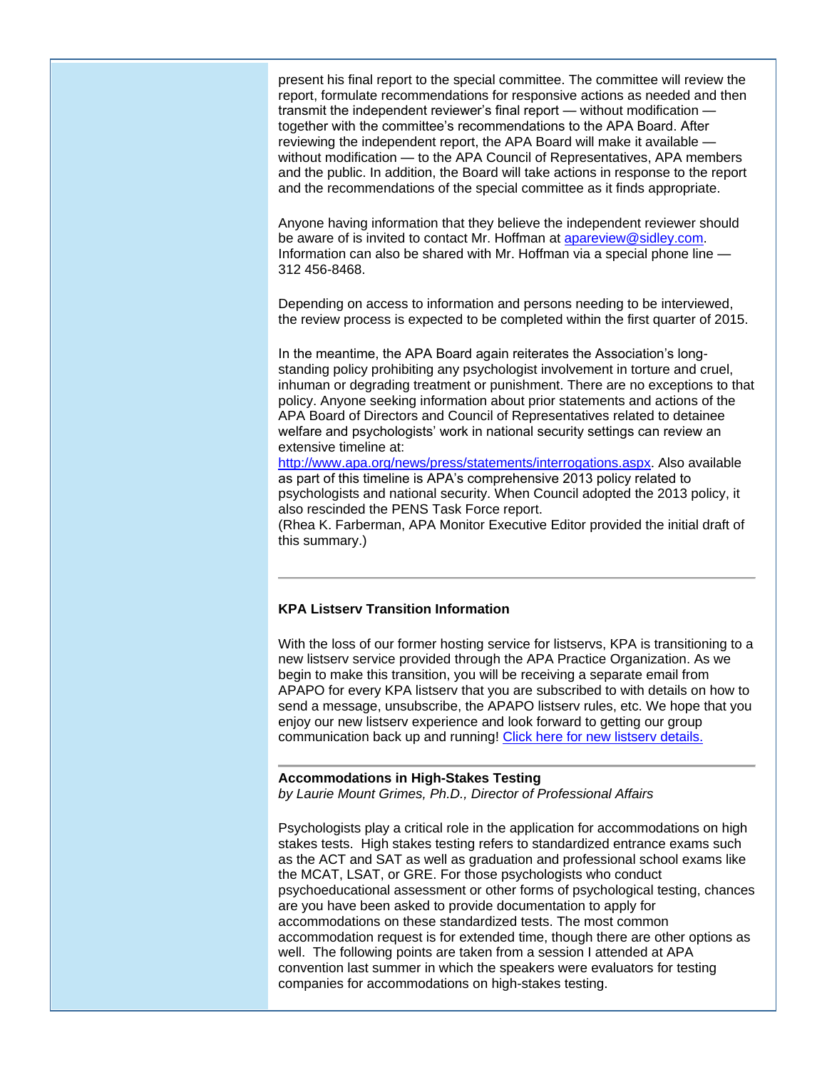present his final report to the special committee. The committee will review the report, formulate recommendations for responsive actions as needed and then transmit the independent reviewer's final report — without modification — together with the committee's recommendations to the APA Board. After reviewing the independent report, the APA Board will make it available — without modification — to the APA Council of Representatives, APA members and the public. In addition, the Board will take actions in response to the report and the recommendations of the special committee as it finds appropriate.

Anyone having information that they believe the independent reviewer should be aware of is invited to contact Mr. Hoffman at [apareview@sidley.com](mailto:apareview@sidley.com). Information can also be shared with Mr. Hoffman via a special phone line — 312 456-8468.

Depending on access to information and persons needing to be interviewed, the review process is expected to be completed within the first quarter of 2015.

In the meantime, the APA Board again reiterates the Association's long-standing policy prohibiting any psychologist involvement in torture and cruel, inhuman or degrading treatment or punishment. There are no exceptions to that policy. Anyone seeking information about prior statements and actions of the APA Board of Directors and Council of Representatives related to detainee welfare and psychologists' work in national security settings can review an extensive timeline at: [http://www.apa.org/news/press/statements/interrogations.aspx](http://www.apa.org/news/press/statements/interrogations.aspx). Also available as part of this timeline is APA's comprehensive 2013 policy related to psychologists and national security. When Council adopted the 2013 policy, it also rescinded the PENS Task Force report.
(Rhea K. Farberman, APA Monitor Executive Editor provided the initial draft of this summary.)

---

**KPA Listserv Transition Information**

With the loss of our former hosting service for listservs, KPA is transitioning to a new listserv service provided through the APA Practice Organization. As we begin to make this transition, you will be receiving a separate email from APAPO for every KPA listserv that you are subscribed to with details on how to send a message, unsubscribe, the APAPO listserv rules, etc. We hope that you enjoy our new listserv experience and look forward to getting our group communication back up and running! Click here for new listserv details.

---

**Accommodations in High-Stakes Testing**
*by Laurie Mount Grimes, Ph.D., Director of Professional Affairs*

Psychologists play a critical role in the application for accommodations on high stakes tests. High stakes testing refers to standardized entrance exams such as the ACT and SAT as well as graduation and professional school exams like the MCAT, LSAT, or GRE. For those psychologists who conduct psychoeducational assessment or other forms of psychological testing, chances are you have been asked to provide documentation to apply for accommodations on these standardized tests. The most common accommodation request is for extended time, though there are other options as well. The following points are taken from a session I attended at APA convention last summer in which the speakers were evaluators for testing companies for accommodations on high-stakes testing.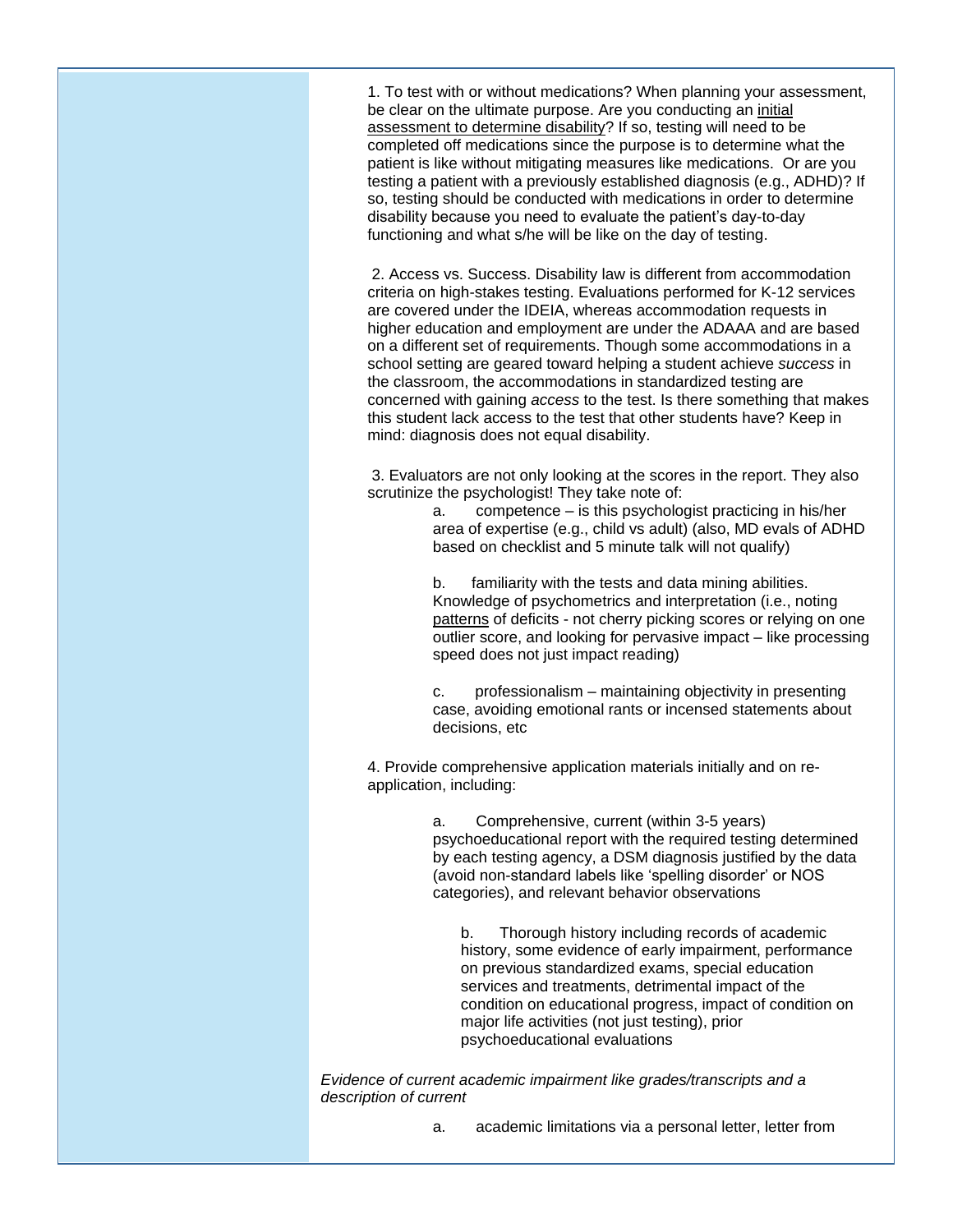1. To test with or without medications? When planning your assessment, be clear on the ultimate purpose. Are you conducting an <u>initial assessment to determine disability</u>? If so, testing will need to be completed off medications since the purpose is to determine what the patient is like without mitigating measures like medications. Or are you testing a patient with a previously established diagnosis (e.g., ADHD)? If so, testing should be conducted with medications in order to determine disability because you need to evaluate the patient's day-to-day functioning and what s/he will be like on the day of testing.

2. Access vs. Success. Disability law is different from accommodation criteria on high-stakes testing. Evaluations performed for K-12 services are covered under the IDEIA, whereas accommodation requests in higher education and employment are under the ADAAA and are based on a different set of requirements. Though some accommodations in a school setting are geared toward helping a student achieve *success* in the classroom, the accommodations in standardized testing are concerned with gaining *access* to the test. Is there something that makes this student lack access to the test that other students have? Keep in mind: diagnosis does not equal disability.

3. Evaluators are not only looking at the scores in the report. They also scrutinize the psychologist! They take note of:

   a. competence – is this psychologist practicing in his/her area of expertise (e.g., child vs adult) (also, MD evals of ADHD based on checklist and 5 minute talk will not qualify)

   b. familiarity with the tests and data mining abilities. Knowledge of psychometrics and interpretation (i.e., noting <u>patterns</u> of deficits - not cherry picking scores or relying on one outlier score, and looking for pervasive impact – like processing speed does not just impact reading)

   c. professionalism – maintaining objectivity in presenting case, avoiding emotional rants or incensed statements about decisions, etc

4. Provide comprehensive application materials initially and on re-application, including:

   a. Comprehensive, current (within 3-5 years) psychoeducational report with the required testing determined by each testing agency, a DSM diagnosis justified by the data (avoid non-standard labels like 'spelling disorder' or NOS categories), and relevant behavior observations

   b. Thorough history including records of academic history, some evidence of early impairment, performance on previous standardized exams, special education services and treatments, detrimental impact of the condition on educational progress, impact of condition on major life activities (not just testing), prior psychoeducational evaluations

*Evidence of current academic impairment like grades/transcripts and a description of current*

   a. academic limitations via a personal letter, letter from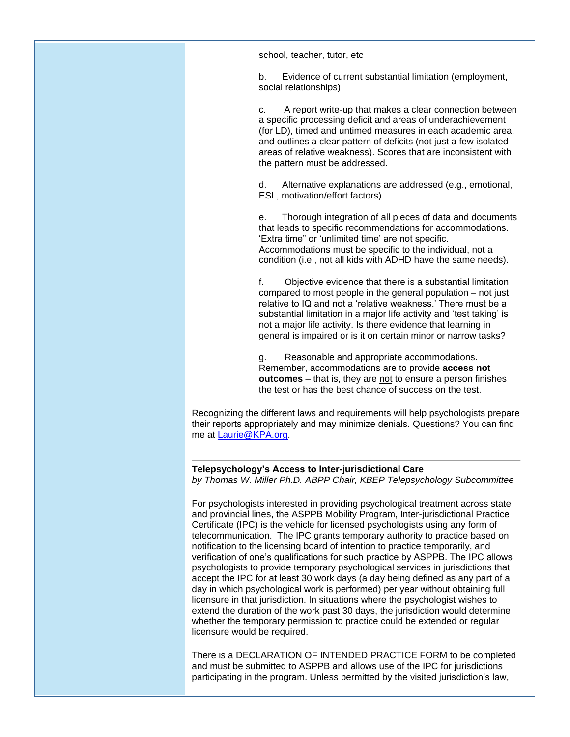school, teacher, tutor, etc

b. Evidence of current substantial limitation (employment, social relationships)

c. A report write-up that makes a clear connection between a specific processing deficit and areas of underachievement (for LD), timed and untimed measures in each academic area, and outlines a clear pattern of deficits (not just a few isolated areas of relative weakness). Scores that are inconsistent with the pattern must be addressed.

d. Alternative explanations are addressed (e.g., emotional, ESL, motivation/effort factors)

e. Thorough integration of all pieces of data and documents that leads to specific recommendations for accommodations. 'Extra time" or 'unlimited time' are not specific. Accommodations must be specific to the individual, not a condition (i.e., not all kids with ADHD have the same needs).

f. Objective evidence that there is a substantial limitation compared to most people in the general population – not just relative to IQ and not a 'relative weakness.' There must be a substantial limitation in a major life activity and 'test taking' is not a major life activity. Is there evidence that learning in general is impaired or is it on certain minor or narrow tasks?

g. Reasonable and appropriate accommodations. Remember, accommodations are to provide **access not outcomes** – that is, they are not to ensure a person finishes the test or has the best chance of success on the test.

Recognizing the different laws and requirements will help psychologists prepare their reports appropriately and may minimize denials. Questions? You can find me at Laurie@KPA.org.

---

**Telepsychology's Access to Inter-jurisdictional Care**
*by Thomas W. Miller Ph.D. ABPP Chair, KBEP Telepsychology Subcommittee*

For psychologists interested in providing psychological treatment across state and provincial lines, the ASPPB Mobility Program, Inter-jurisdictional Practice Certificate (IPC) is the vehicle for licensed psychologists using any form of telecommunication. The IPC grants temporary authority to practice based on notification to the licensing board of intention to practice temporarily, and verification of one's qualifications for such practice by ASPPB. The IPC allows psychologists to provide temporary psychological services in jurisdictions that accept the IPC for at least 30 work days (a day being defined as any part of a day in which psychological work is performed) per year without obtaining full licensure in that jurisdiction. In situations where the psychologist wishes to extend the duration of the work past 30 days, the jurisdiction would determine whether the temporary permission to practice could be extended or regular licensure would be required.

There is a DECLARATION OF INTENDED PRACTICE FORM to be completed and must be submitted to ASPPB and allows use of the IPC for jurisdictions participating in the program. Unless permitted by the visited jurisdiction's law,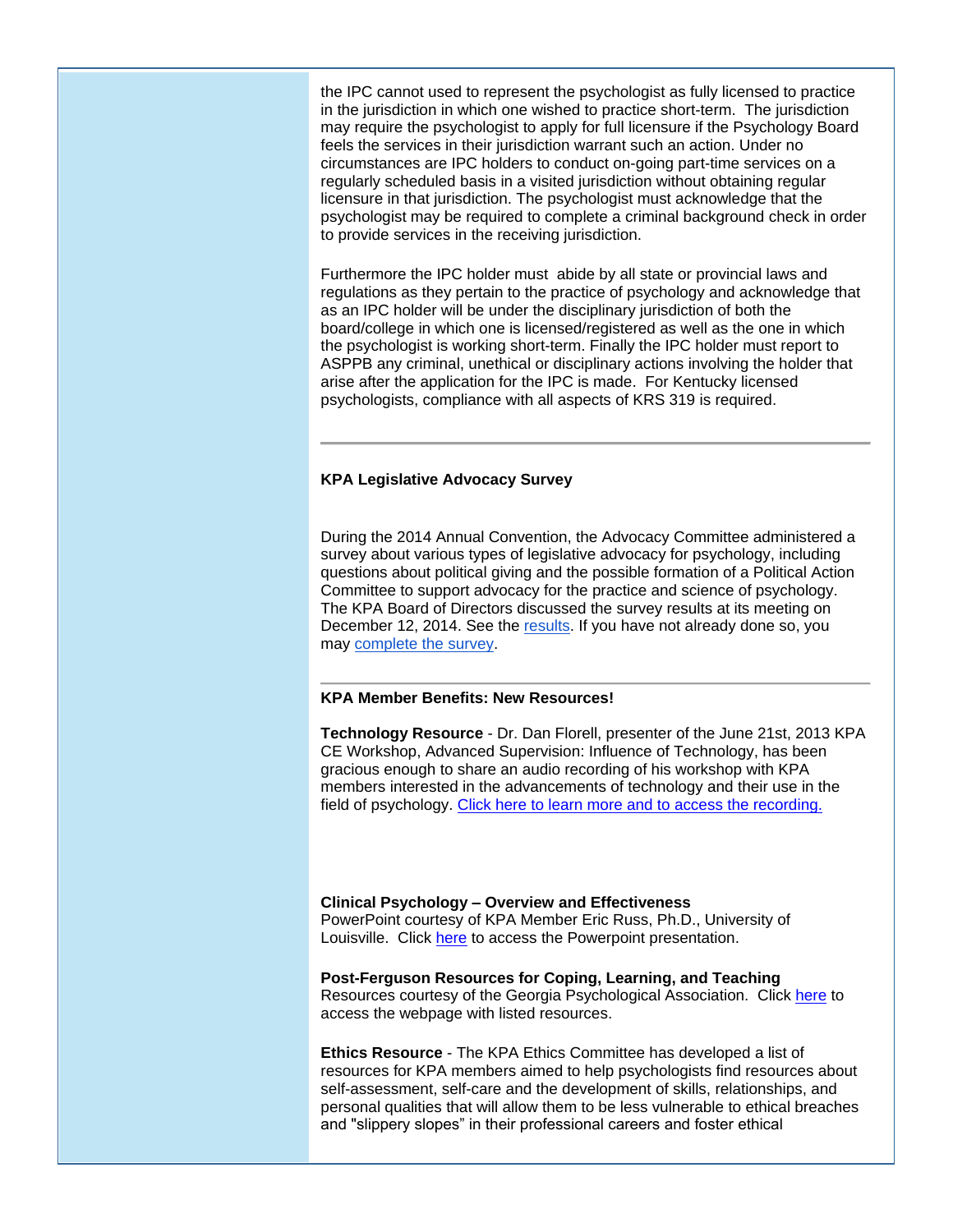the IPC cannot used to represent the psychologist as fully licensed to practice in the jurisdiction in which one wished to practice short-term. The jurisdiction may require the psychologist to apply for full licensure if the Psychology Board feels the services in their jurisdiction warrant such an action. Under no circumstances are IPC holders to conduct on-going part-time services on a regularly scheduled basis in a visited jurisdiction without obtaining regular licensure in that jurisdiction. The psychologist must acknowledge that the psychologist may be required to complete a criminal background check in order to provide services in the receiving jurisdiction.

Furthermore the IPC holder must abide by all state or provincial laws and regulations as they pertain to the practice of psychology and acknowledge that as an IPC holder will be under the disciplinary jurisdiction of both the board/college in which one is licensed/registered as well as the one in which the psychologist is working short-term. Finally the IPC holder must report to ASPPB any criminal, unethical or disciplinary actions involving the holder that arise after the application for the IPC is made. For Kentucky licensed psychologists, compliance with all aspects of KRS 319 is required.

---

**KPA Legislative Advocacy Survey**

During the 2014 Annual Convention, the Advocacy Committee administered a survey about various types of legislative advocacy for psychology, including questions about political giving and the possible formation of a Political Action Committee to support advocacy for the practice and science of psychology. The KPA Board of Directors discussed the survey results at its meeting on December 12, 2014. See the results. If you have not already done so, you may complete the survey.

---

**KPA Member Benefits: New Resources!**

**Technology Resource** - Dr. Dan Florell, presenter of the June 21st, 2013 KPA CE Workshop, Advanced Supervision: Influence of Technology, has been gracious enough to share an audio recording of his workshop with KPA members interested in the advancements of technology and their use in the field of psychology. Click here to learn more and to access the recording.

**Clinical Psychology – Overview and Effectiveness**
PowerPoint courtesy of KPA Member Eric Russ, Ph.D., University of Louisville. Click here to access the Powerpoint presentation.

**Post-Ferguson Resources for Coping, Learning, and Teaching**
Resources courtesy of the Georgia Psychological Association. Click here to access the webpage with listed resources.

**Ethics Resource** - The KPA Ethics Committee has developed a list of resources for KPA members aimed to help psychologists find resources about self-assessment, self-care and the development of skills, relationships, and personal qualities that will allow them to be less vulnerable to ethical breaches and "slippery slopes" in their professional careers and foster ethical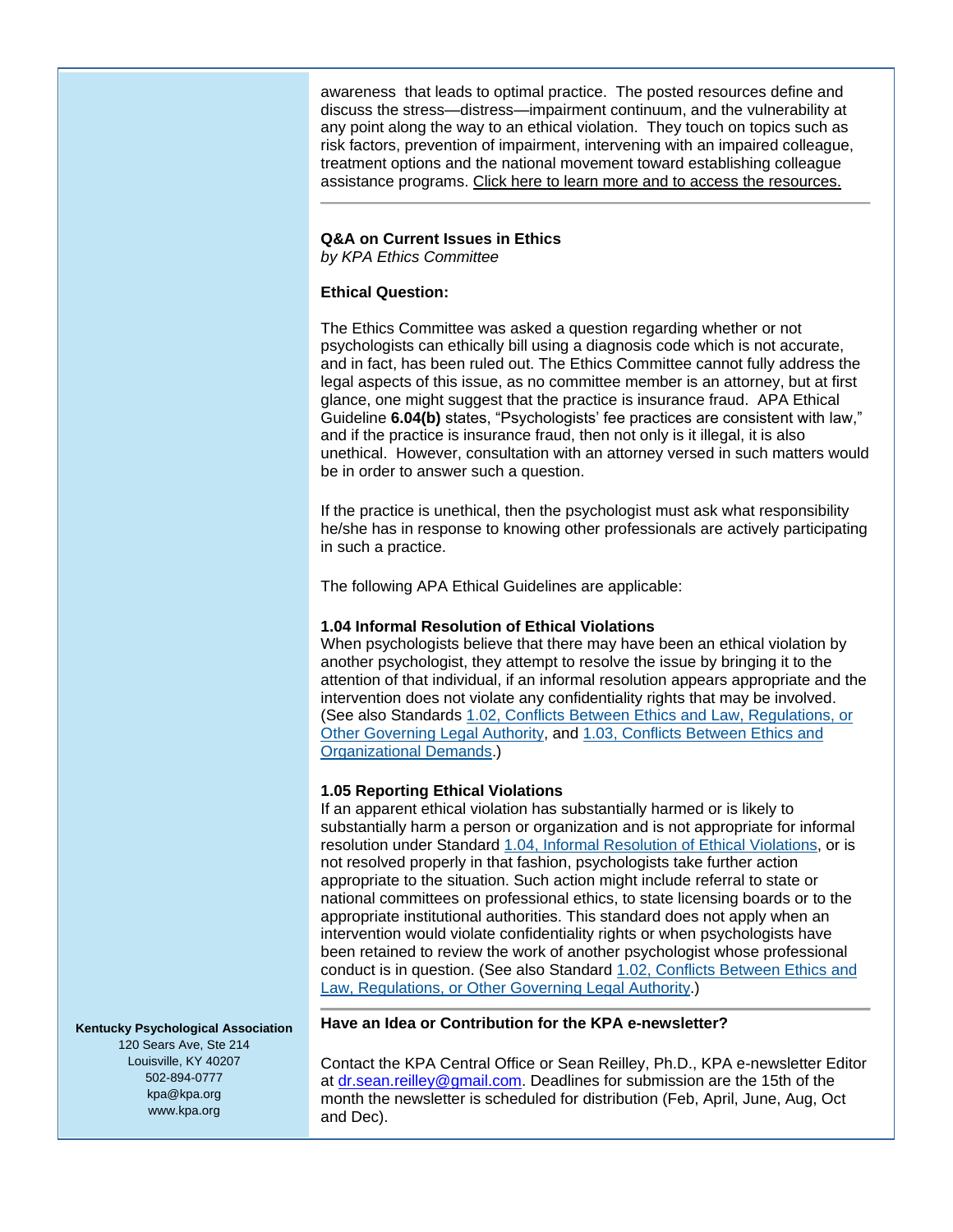awareness that leads to optimal practice. The posted resources define and discuss the stress—distress—impairment continuum, and the vulnerability at any point along the way to an ethical violation. They touch on topics such as risk factors, prevention of impairment, intervening with an impaired colleague, treatment options and the national movement toward establishing colleague assistance programs. Click here to learn more and to access the resources.

---

## Q&A on Current Issues in Ethics

*by KPA Ethics Committee*

**Ethical Question:**

The Ethics Committee was asked a question regarding whether or not psychologists can ethically bill using a diagnosis code which is not accurate, and in fact, has been ruled out. The Ethics Committee cannot fully address the legal aspects of this issue, as no committee member is an attorney, but at first glance, one might suggest that the practice is insurance fraud. APA Ethical Guideline **6.04(b)** states, "Psychologists' fee practices are consistent with law," and if the practice is insurance fraud, then not only is it illegal, it is also unethical. However, consultation with an attorney versed in such matters would be in order to answer such a question.

If the practice is unethical, then the psychologist must ask what responsibility he/she has in response to knowing other professionals are actively participating in such a practice.

The following APA Ethical Guidelines are applicable:

**1.04 Informal Resolution of Ethical Violations**
When psychologists believe that there may have been an ethical violation by another psychologist, they attempt to resolve the issue by bringing it to the attention of that individual, if an informal resolution appears appropriate and the intervention does not violate any confidentiality rights that may be involved. (See also Standards 1.02, Conflicts Between Ethics and Law, Regulations, or Other Governing Legal Authority, and 1.03, Conflicts Between Ethics and Organizational Demands.)

**1.05 Reporting Ethical Violations**
If an apparent ethical violation has substantially harmed or is likely to substantially harm a person or organization and is not appropriate for informal resolution under Standard 1.04, Informal Resolution of Ethical Violations, or is not resolved properly in that fashion, psychologists take further action appropriate to the situation. Such action might include referral to state or national committees on professional ethics, to state licensing boards or to the appropriate institutional authorities. This standard does not apply when an intervention would violate confidentiality rights or when psychologists have been retained to review the work of another psychologist whose professional conduct is in question. (See also Standard 1.02, Conflicts Between Ethics and Law, Regulations, or Other Governing Legal Authority.)

---

**Have an Idea or Contribution for the KPA e-newsletter?**

Contact the KPA Central Office or Sean Reilley, Ph.D., KPA e-newsletter Editor at dr.sean.reilley@gmail.com. Deadlines for submission are the 15th of the month the newsletter is scheduled for distribution (Feb, April, June, Aug, Oct and Dec).

**Kentucky Psychological Association**
120 Sears Ave, Ste 214
Louisville, KY 40207
502-894-0777
kpa@kpa.org
www.kpa.org